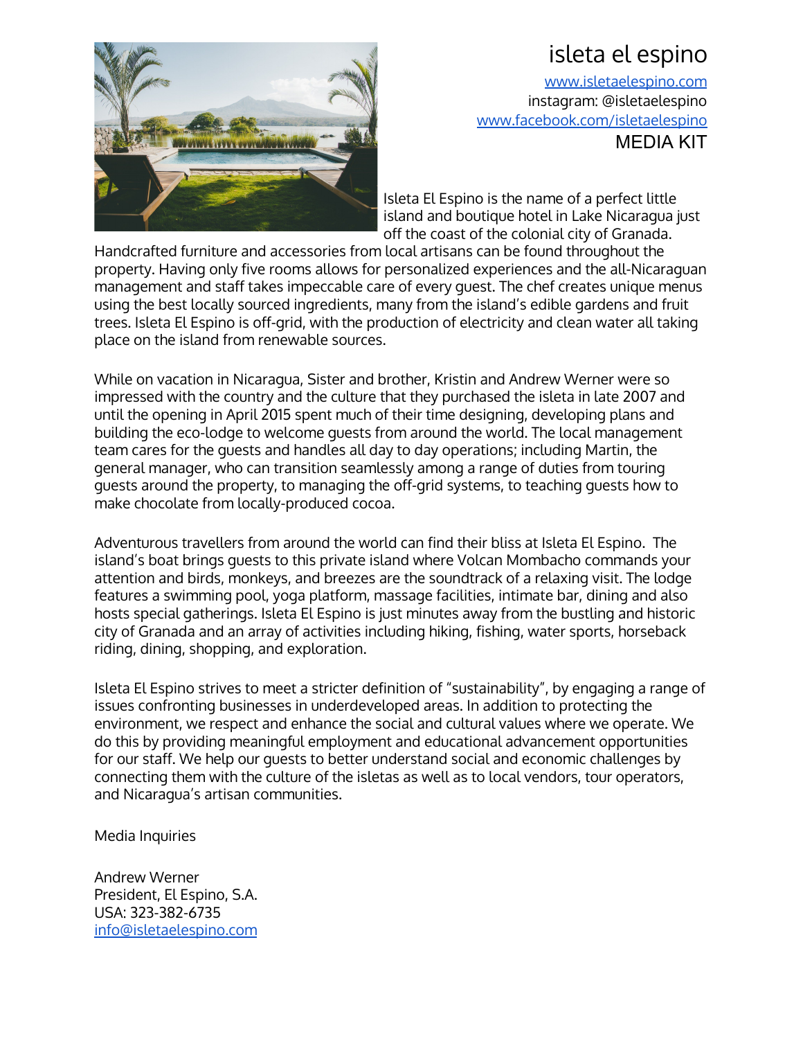# isleta el espino

www.isletaelespino.com
instagram: @isletaelespino
www.facebook.com/isletaelespino

## MEDIA KIT

Isleta El Espino is the name of a perfect little island and boutique hotel in Lake Nicaragua just off the coast of the colonial city of Granada. Handcrafted furniture and accessories from local artisans can be found throughout the property. Having only five rooms allows for personalized experiences and the all-Nicaraguan management and staff takes impeccable care of every guest. The chef creates unique menus using the best locally sourced ingredients, many from the island's edible gardens and fruit trees. Isleta El Espino is off-grid, with the production of electricity and clean water all taking place on the island from renewable sources.

While on vacation in Nicaragua, Sister and brother, Kristin and Andrew Werner were so impressed with the country and the culture that they purchased the isleta in late 2007 and until the opening in April 2015 spent much of their time designing, developing plans and building the eco-lodge to welcome guests from around the world. The local management team cares for the guests and handles all day to day operations; including Martin, the general manager, who can transition seamlessly among a range of duties from touring guests around the property, to managing the off-grid systems, to teaching guests how to make chocolate from locally-produced cocoa.

Adventurous travellers from around the world can find their bliss at Isleta El Espino. The island's boat brings guests to this private island where Volcan Mombacho commands your attention and birds, monkeys, and breezes are the soundtrack of a relaxing visit. The lodge features a swimming pool, yoga platform, massage facilities, intimate bar, dining and also hosts special gatherings. Isleta El Espino is just minutes away from the bustling and historic city of Granada and an array of activities including hiking, fishing, water sports, horseback riding, dining, shopping, and exploration.

Isleta El Espino strives to meet a stricter definition of "sustainability", by engaging a range of issues confronting businesses in underdeveloped areas. In addition to protecting the environment, we respect and enhance the social and cultural values where we operate. We do this by providing meaningful employment and educational advancement opportunities for our staff. We help our guests to better understand social and economic challenges by connecting them with the culture of the isletas as well as to local vendors, tour operators, and Nicaragua's artisan communities.

Media Inquiries

Andrew Werner
President, El Espino, S.A.
USA: 323-382-6735
info@isletaelespino.com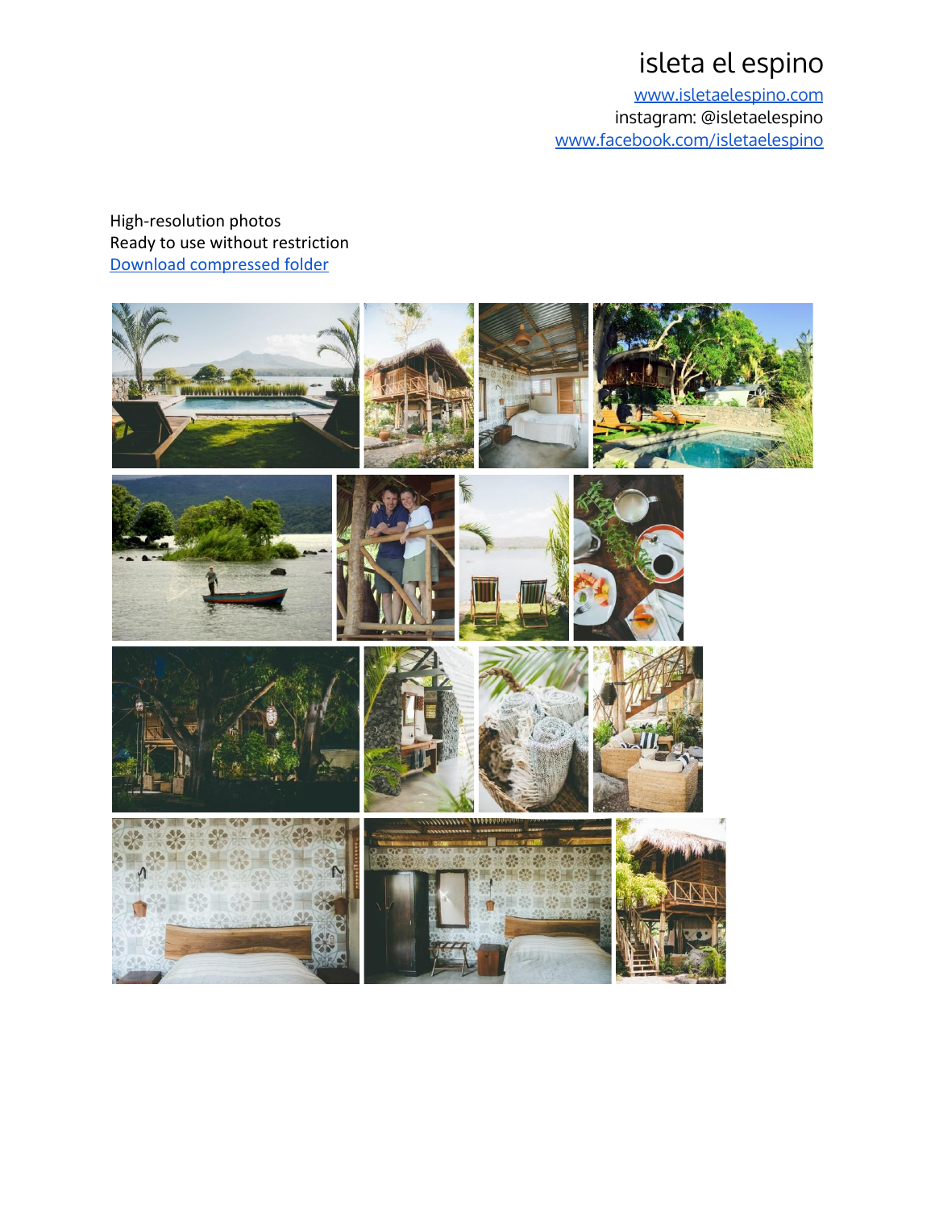# isleta el espino

www.isletaelespino.com
instagram: @isletaelespino
www.facebook.com/isletaelespino

High-resolution photos
Ready to use without restriction
Download compressed folder